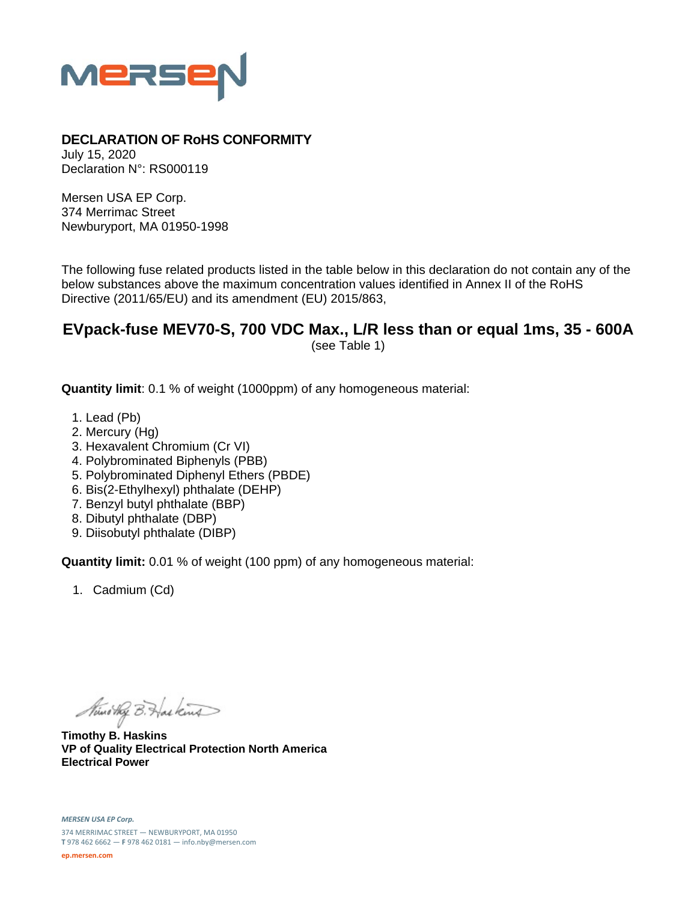# DECLARATION OF RoHS CONFORMITY

July 15, 2020
Declaration N°: RS000119

Mersen USA EP Corp.
374 Merrimac Street
Newburyport, MA 01950-1998

The following fuse related products listed in the table below in this declaration do not contain any of the below substances above the maximum concentration values identified in Annex II of the RoHS Directive (2011/65/EU) and its amendment (EU) 2015/863,

## EVpack-fuse MEV70-S, 700 VDC Max., L/R less than or equal 1ms, 35 - 600A

(see Table 1)

**Quantity limit**: 0.1 % of weight (1000ppm) of any homogeneous material:

1. Lead (Pb)
2. Mercury (Hg)
3. Hexavalent Chromium (Cr VI)
4. Polybrominated Biphenyls (PBB)
5. Polybrominated Diphenyl Ethers (PBDE)
6. Bis(2-Ethylhexyl) phthalate (DEHP)
7. Benzyl butyl phthalate (BBP)
8. Dibutyl phthalate (DBP)
9. Diisobutyl phthalate (DIBP)

**Quantity limit:** 0.01 % of weight (100 ppm) of any homogeneous material:

1. Cadmium (Cd)

**Timothy B. Haskins**
**VP of Quality Electrical Protection North America**
**Electrical Power**

*MERSEN USA EP Corp.*
374 MERRIMAC STREET — NEWBURYPORT, MA 01950
**T** 978 462 6662 — **F** 978 462 0181 — info.nby@mersen.com
ep.mersen.com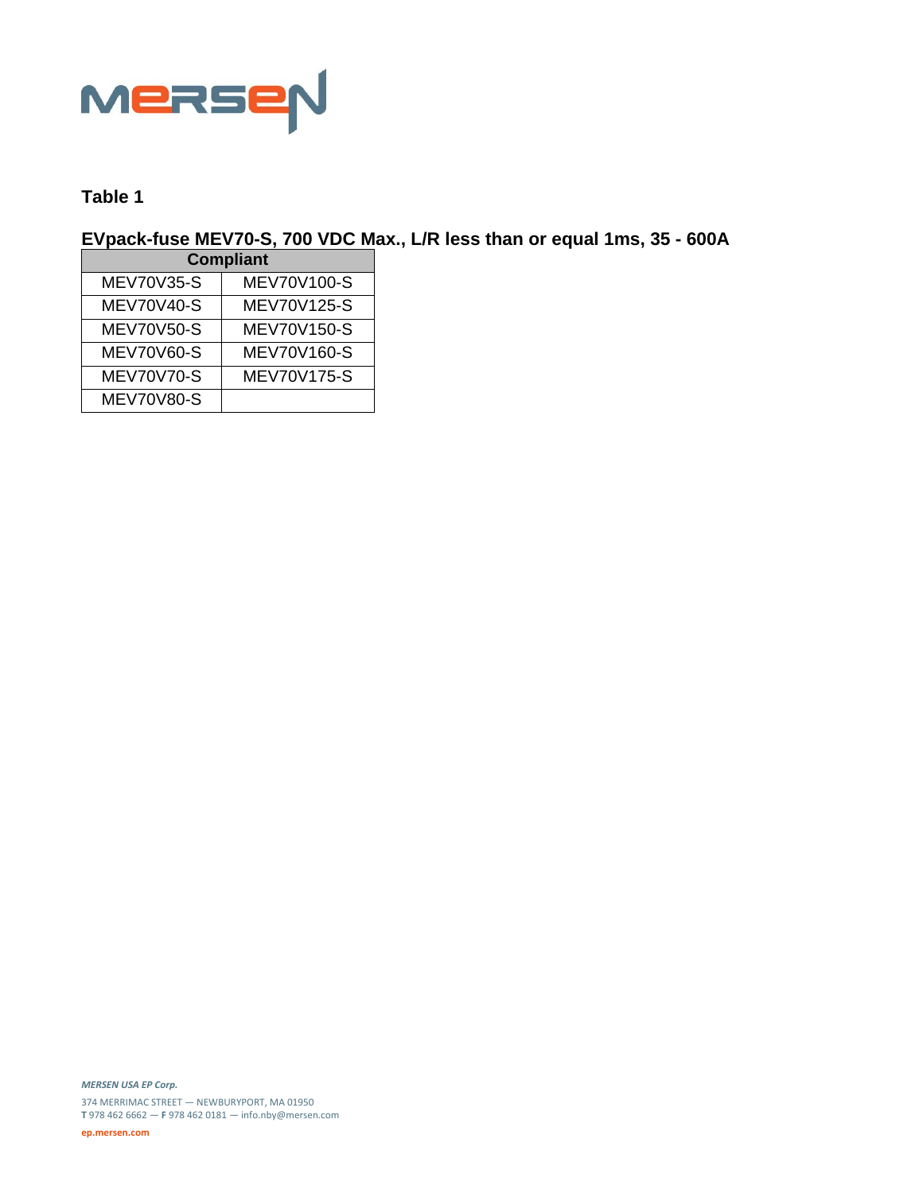## Table 1

### EVpack-fuse MEV70-S, 700 VDC Max., L/R less than or equal 1ms, 35 - 600A

| Compliant | |
|---|---|
| MEV70V35-S | MEV70V100-S |
| MEV70V40-S | MEV70V125-S |
| MEV70V50-S | MEV70V150-S |
| MEV70V60-S | MEV70V160-S |
| MEV70V70-S | MEV70V175-S |
| MEV70V80-S | |

***MERSEN USA EP Corp.***

374 MERRIMAC STREET — NEWBURYPORT, MA 01950
**T** 978 462 6662 — **F** 978 462 0181 — info.nby@mersen.com

**ep.mersen.com**